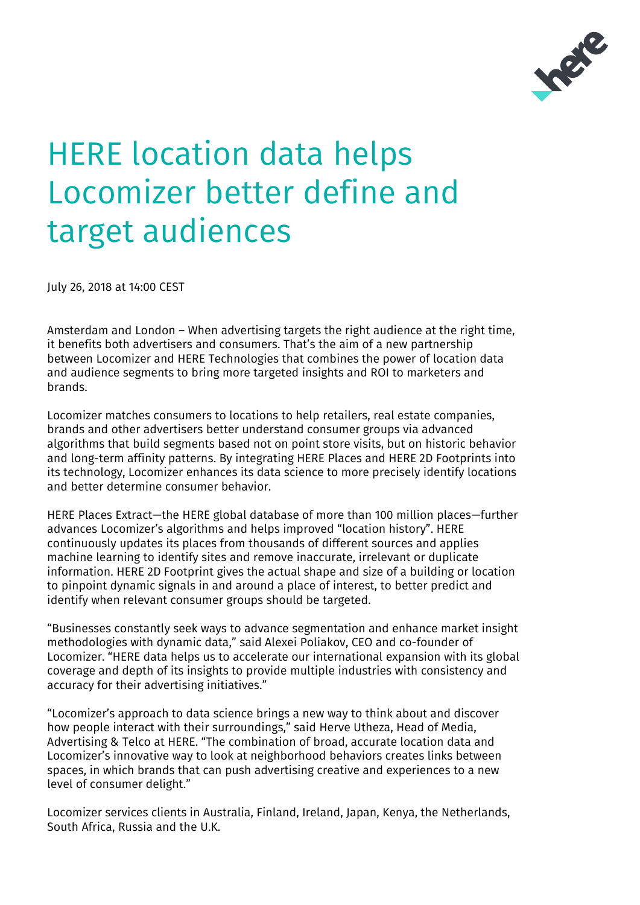# HERE location data helps Locomizer better define and target audiences

July 26, 2018 at 14:00 CEST

Amsterdam and London – When advertising targets the right audience at the right time, it benefits both advertisers and consumers. That's the aim of a new partnership between Locomizer and HERE Technologies that combines the power of location data and audience segments to bring more targeted insights and ROI to marketers and brands.

Locomizer matches consumers to locations to help retailers, real estate companies, brands and other advertisers better understand consumer groups via advanced algorithms that build segments based not on point store visits, but on historic behavior and long-term affinity patterns. By integrating HERE Places and HERE 2D Footprints into its technology, Locomizer enhances its data science to more precisely identify locations and better determine consumer behavior.

HERE Places Extract—the HERE global database of more than 100 million places—further advances Locomizer's algorithms and helps improved "location history". HERE continuously updates its places from thousands of different sources and applies machine learning to identify sites and remove inaccurate, irrelevant or duplicate information. HERE 2D Footprint gives the actual shape and size of a building or location to pinpoint dynamic signals in and around a place of interest, to better predict and identify when relevant consumer groups should be targeted.

"Businesses constantly seek ways to advance segmentation and enhance market insight methodologies with dynamic data," said Alexei Poliakov, CEO and co-founder of Locomizer. "HERE data helps us to accelerate our international expansion with its global coverage and depth of its insights to provide multiple industries with consistency and accuracy for their advertising initiatives."

"Locomizer's approach to data science brings a new way to think about and discover how people interact with their surroundings," said Herve Utheza, Head of Media, Advertising & Telco at HERE. "The combination of broad, accurate location data and Locomizer's innovative way to look at neighborhood behaviors creates links between spaces, in which brands that can push advertising creative and experiences to a new level of consumer delight."

Locomizer services clients in Australia, Finland, Ireland, Japan, Kenya, the Netherlands, South Africa, Russia and the U.K.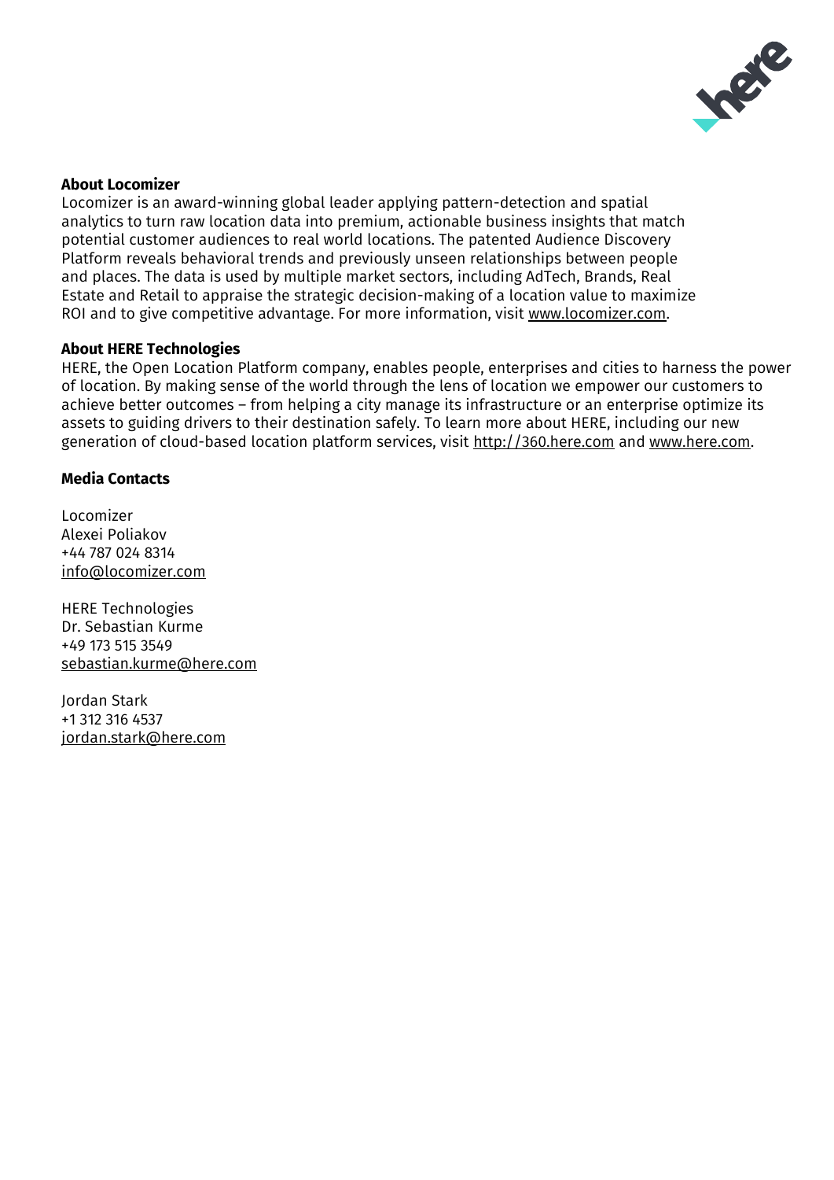**About Locomizer**

Locomizer is an award-winning global leader applying pattern-detection and spatial analytics to turn raw location data into premium, actionable business insights that match potential customer audiences to real world locations. The patented Audience Discovery Platform reveals behavioral trends and previously unseen relationships between people and places. The data is used by multiple market sectors, including AdTech, Brands, Real Estate and Retail to appraise the strategic decision-making of a location value to maximize ROI and to give competitive advantage. For more information, visit www.locomizer.com.

**About HERE Technologies**

HERE, the Open Location Platform company, enables people, enterprises and cities to harness the power of location. By making sense of the world through the lens of location we empower our customers to achieve better outcomes – from helping a city manage its infrastructure or an enterprise optimize its assets to guiding drivers to their destination safely. To learn more about HERE, including our new generation of cloud-based location platform services, visit http://360.here.com and www.here.com.

**Media Contacts**

Locomizer
Alexei Poliakov
+44 787 024 8314
info@locomizer.com

HERE Technologies
Dr. Sebastian Kurme
+49 173 515 3549
sebastian.kurme@here.com

Jordan Stark
+1 312 316 4537
jordan.stark@here.com